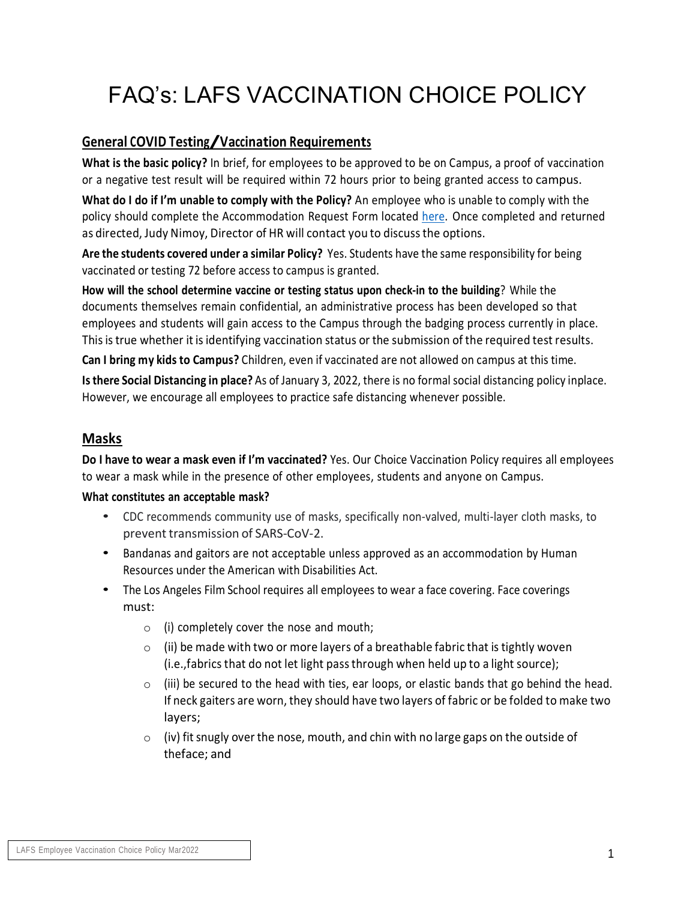# FAQ's: LAFS VACCINATION CHOICE POLICY

## General COVID Testing/Vaccination Requirements

**What is the basic policy?** In brief, for employees to be approved to be on Campus, a proof of vaccination or a negative test result will be required within 72 hours prior to being granted access to campus.

**What do I do if I'm unable to comply with the Policy?** An employee who is unable to comply with the policy should complete the Accommodation Request Form located here. Once completed and returned as directed, Judy Nimoy, Director of HR will contact you to discuss the options.

**Are the students covered under a similar Policy?** Yes. Students have the same responsibility for being vaccinated or testing 72 before access to campus is granted.

**How will the school determine vaccine or testing status upon check-in to the building**? While the documents themselves remain confidential, an administrative process has been developed so that employees and students will gain access to the Campus through the badging process currently in place. This is true whether it is identifying vaccination status or the submission of the required test results.

**Can I bring my kids to Campus?** Children, even if vaccinated are not allowed on campus at this time.

**Is there Social Distancing in place?** As of January 3, 2022, there is no formal social distancing policy inplace. However, we encourage all employees to practice safe distancing whenever possible.

## Masks

**Do I have to wear a mask even if I'm vaccinated?** Yes. Our Choice Vaccination Policy requires all employees to wear a mask while in the presence of other employees, students and anyone on Campus.

**What constitutes an acceptable mask?**

- CDC recommends community use of masks, specifically non-valved, multi-layer cloth masks, to prevent transmission of SARS-CoV-2.
- Bandanas and gaitors are not acceptable unless approved as an accommodation by Human Resources under the American with Disabilities Act.
- The Los Angeles Film School requires all employees to wear a face covering. Face coverings must:
  - (i) completely cover the nose and mouth;
  - (ii) be made with two or more layers of a breathable fabric that is tightly woven (i.e.,fabrics that do not let light pass through when held up to a light source);
  - (iii) be secured to the head with ties, ear loops, or elastic bands that go behind the head. If neck gaiters are worn, they should have two layers of fabric or be folded to make two layers;
  - (iv) fit snugly over the nose, mouth, and chin with no large gaps on the outside of theface; and

LAFS Employee Vaccination Choice Policy Mar2022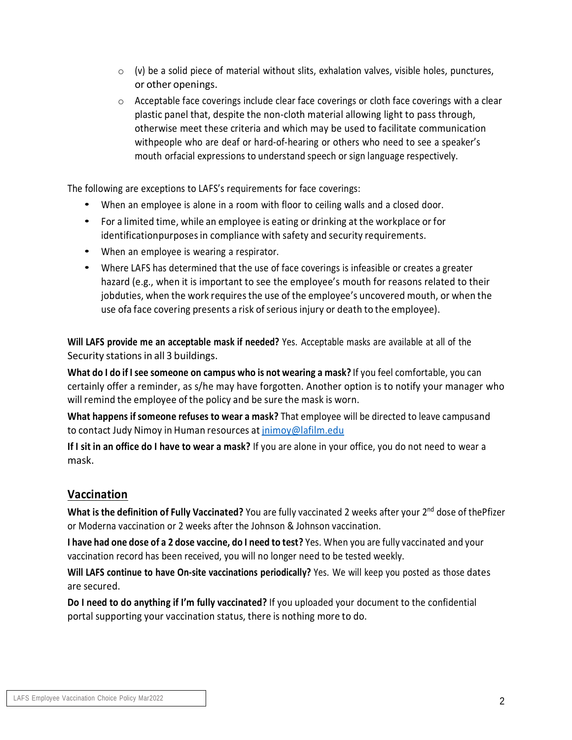- (v) be a solid piece of material without slits, exhalation valves, visible holes, punctures, or other openings.
- Acceptable face coverings include clear face coverings or cloth face coverings with a clear plastic panel that, despite the non-cloth material allowing light to pass through, otherwise meet these criteria and which may be used to facilitate communication withpeople who are deaf or hard-of-hearing or others who need to see a speaker's mouth orfacial expressions to understand speech or sign language respectively.

The following are exceptions to LAFS's requirements for face coverings:

- When an employee is alone in a room with floor to ceiling walls and a closed door.
- For a limited time, while an employee is eating or drinking at the workplace or for identificationpurposes in compliance with safety and security requirements.
- When an employee is wearing a respirator.
- Where LAFS has determined that the use of face coverings is infeasible or creates a greater hazard (e.g., when it is important to see the employee's mouth for reasons related to their jobduties, when the work requires the use of the employee's uncovered mouth, or when the use ofa face covering presents a risk of serious injury or death to the employee).

**Will LAFS provide me an acceptable mask if needed?** Yes. Acceptable masks are available at all of the Security stations in all 3 buildings.

**What do I do if I see someone on campus who is not wearing a mask?** If you feel comfortable, you can certainly offer a reminder, as s/he may have forgotten. Another option is to notify your manager who will remind the employee of the policy and be sure the mask is worn.

**What happens if someone refuses to wear a mask?** That employee will be directed to leave campusand to contact Judy Nimoy in Human resources at jnimoy@lafilm.edu

**If I sit in an office do I have to wear a mask?** If you are alone in your office, you do not need to wear a mask.

## Vaccination

**What is the definition of Fully Vaccinated?** You are fully vaccinated 2 weeks after your 2nd dose of thePfizer or Moderna vaccination or 2 weeks after the Johnson & Johnson vaccination.

**I have had one dose of a 2 dose vaccine, do I need to test?** Yes. When you are fully vaccinated and your vaccination record has been received, you will no longer need to be tested weekly.

**Will LAFS continue to have On-site vaccinations periodically?** Yes. We will keep you posted as those dates are secured.

**Do I need to do anything if I'm fully vaccinated?** If you uploaded your document to the confidential portal supporting your vaccination status, there is nothing more to do.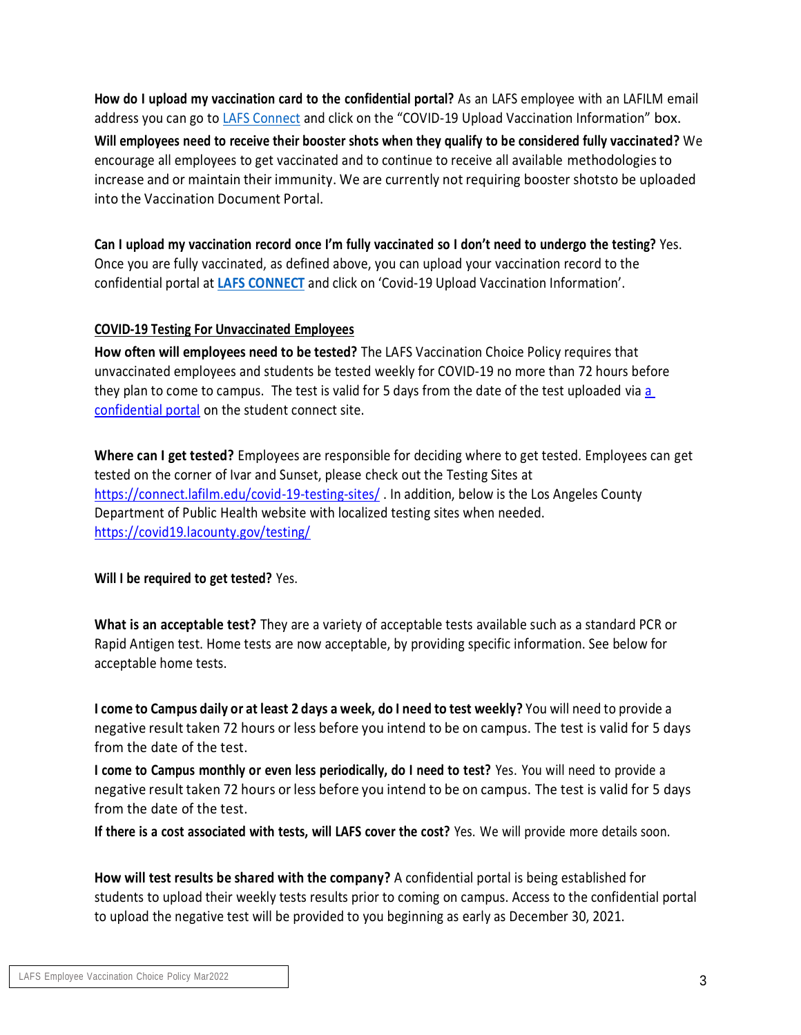**How do I upload my vaccination card to the confidential portal?** As an LAFS employee with an LAFILM email address you can go to [LAFS Connect](LAFS Connect) and click on the "COVID-19 Upload Vaccination Information" box.

**Will employees need to receive their booster shots when they qualify to be considered fully vaccinated?** We encourage all employees to get vaccinated and to continue to receive all available methodologies to increase and or maintain their immunity. We are currently not requiring booster shotsto be uploaded into the Vaccination Document Portal.

**Can I upload my vaccination record once I'm fully vaccinated so I don't need to undergo the testing?** Yes. Once you are fully vaccinated, as defined above, you can upload your vaccination record to the confidential portal at **LAFS CONNECT** and click on 'Covid-19 Upload Vaccination Information'.

**COVID-19 Testing For Unvaccinated Employees**

**How often will employees need to be tested?** The LAFS Vaccination Choice Policy requires that unvaccinated employees and students be tested weekly for COVID-19 no more than 72 hours before they plan to come to campus. The test is valid for 5 days from the date of the test uploaded via a confidential portal on the student connect site.

**Where can I get tested?** Employees are responsible for deciding where to get tested. Employees can get tested on the corner of Ivar and Sunset, please check out the Testing Sites at https://connect.lafilm.edu/covid-19-testing-sites/ . In addition, below is the Los Angeles County Department of Public Health website with localized testing sites when needed. https://covid19.lacounty.gov/testing/

**Will I be required to get tested?** Yes.

**What is an acceptable test?** They are a variety of acceptable tests available such as a standard PCR or Rapid Antigen test. Home tests are now acceptable, by providing specific information. See below for acceptable home tests.

**I come to Campus daily or at least 2 days a week, do I need to test weekly?** You will need to provide a negative result taken 72 hours or less before you intend to be on campus. The test is valid for 5 days from the date of the test.

**I come to Campus monthly or even less periodically, do I need to test?** Yes. You will need to provide a negative result taken 72 hours or less before you intend to be on campus. The test is valid for 5 days from the date of the test.

**If there is a cost associated with tests, will LAFS cover the cost?** Yes. We will provide more details soon.

**How will test results be shared with the company?** A confidential portal is being established for students to upload their weekly tests results prior to coming on campus. Access to the confidential portal to upload the negative test will be provided to you beginning as early as December 30, 2021.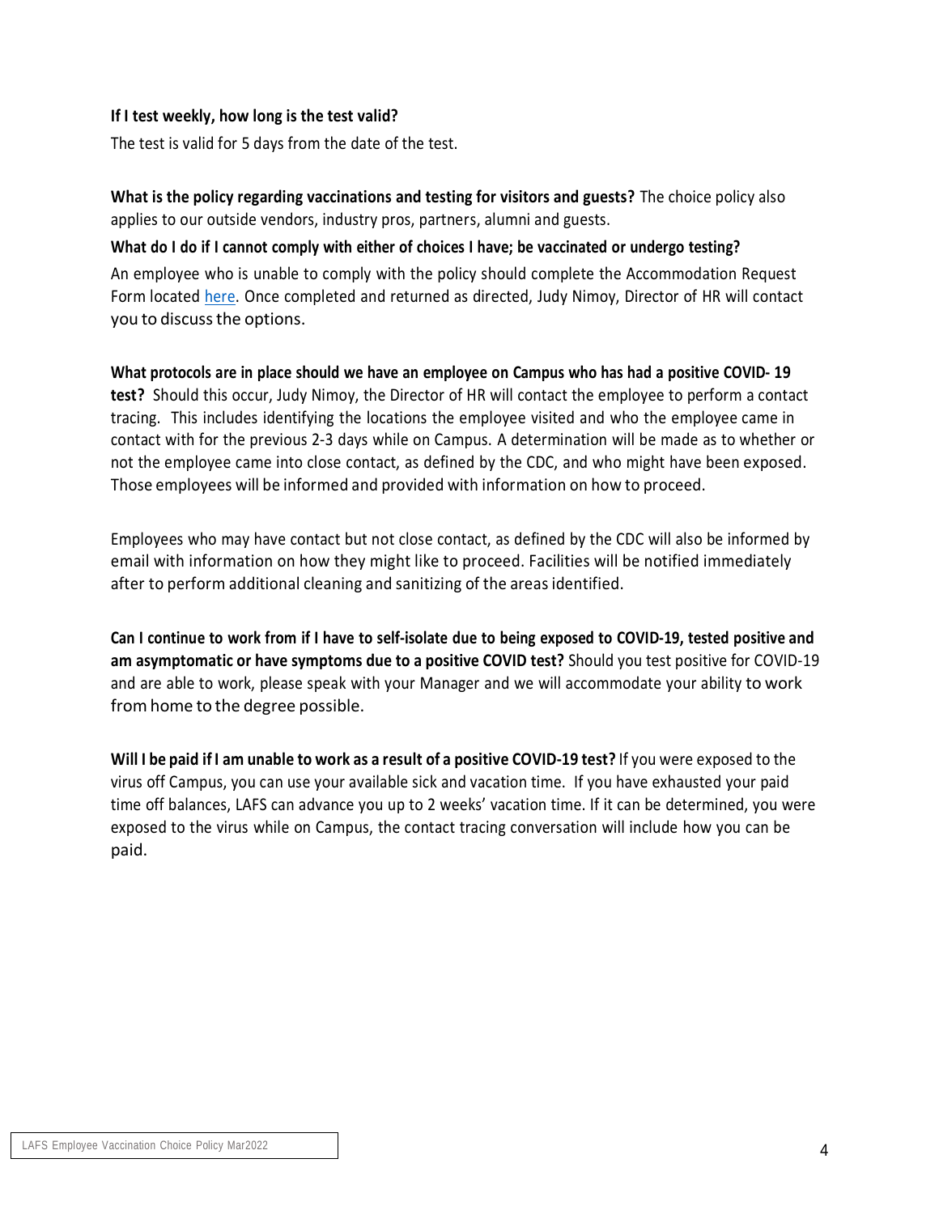**If I test weekly, how long is the test valid?**

The test is valid for 5 days from the date of the test.

**What is the policy regarding vaccinations and testing for visitors and guests?** The choice policy also applies to our outside vendors, industry pros, partners, alumni and guests.

**What do I do if I cannot comply with either of choices I have; be vaccinated or undergo testing?**

An employee who is unable to comply with the policy should complete the Accommodation Request Form located here. Once completed and returned as directed, Judy Nimoy, Director of HR will contact you to discuss the options.

**What protocols are in place should we have an employee on Campus who has had a positive COVID- 19 test?** Should this occur, Judy Nimoy, the Director of HR will contact the employee to perform a contact tracing. This includes identifying the locations the employee visited and who the employee came in contact with for the previous 2-3 days while on Campus. A determination will be made as to whether or not the employee came into close contact, as defined by the CDC, and who might have been exposed. Those employees will be informed and provided with information on how to proceed.

Employees who may have contact but not close contact, as defined by the CDC will also be informed by email with information on how they might like to proceed. Facilities will be notified immediately after to perform additional cleaning and sanitizing of the areas identified.

**Can I continue to work from if I have to self-isolate due to being exposed to COVID-19, tested positive and am asymptomatic or have symptoms due to a positive COVID test?** Should you test positive for COVID-19 and are able to work, please speak with your Manager and we will accommodate your ability to work from home to the degree possible.

**Will I be paid if I am unable to work as a result of a positive COVID-19 test?** If you were exposed to the virus off Campus, you can use your available sick and vacation time. If you have exhausted your paid time off balances, LAFS can advance you up to 2 weeks' vacation time. If it can be determined, you were exposed to the virus while on Campus, the contact tracing conversation will include how you can be paid.